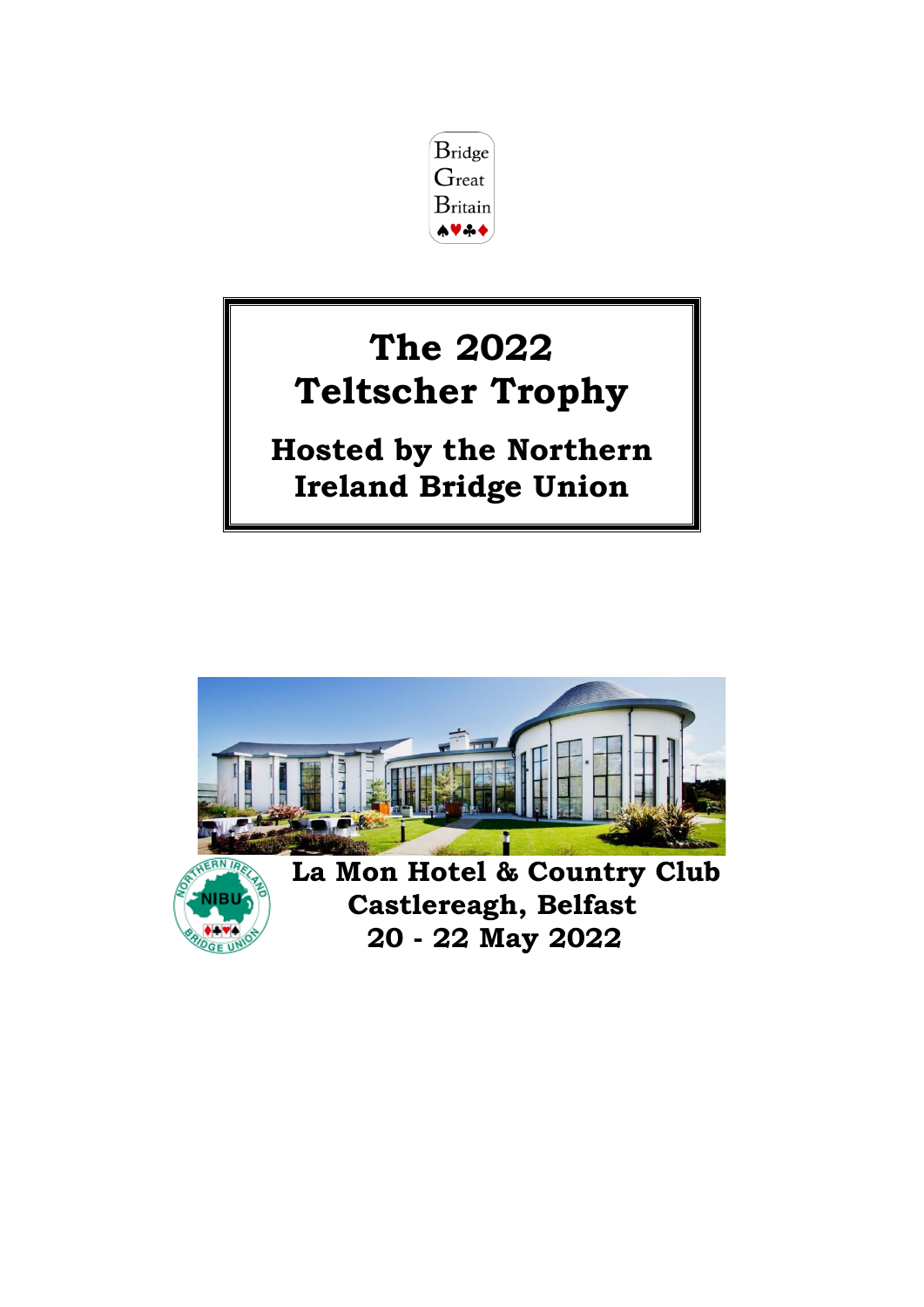Bridge
Great
Britain
♠♥♣♦

# The 2022 Teltscher Trophy

## Hosted by the Northern Ireland Bridge Union

**La Mon Hotel & Country Club**
**Castlereagh, Belfast**
**20 - 22 May 2022**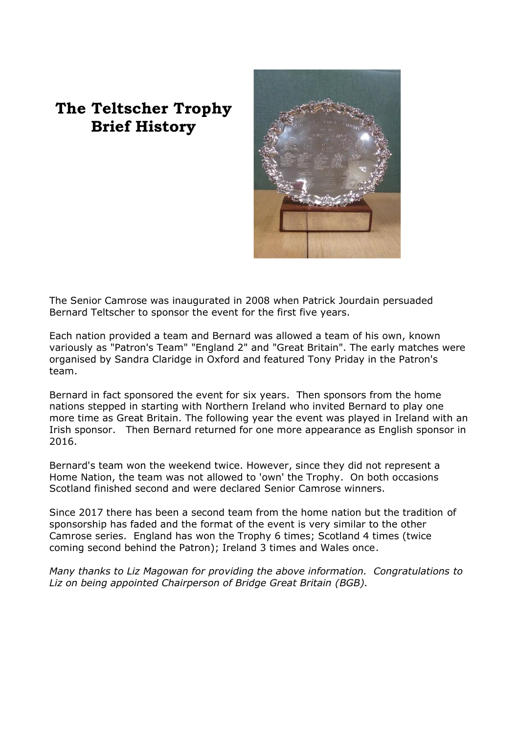# The Teltscher Trophy Brief History

The Senior Camrose was inaugurated in 2008 when Patrick Jourdain persuaded Bernard Teltscher to sponsor the event for the first five years.

Each nation provided a team and Bernard was allowed a team of his own, known variously as "Patron's Team" "England 2" and "Great Britain". The early matches were organised by Sandra Claridge in Oxford and featured Tony Priday in the Patron's team.

Bernard in fact sponsored the event for six years. Then sponsors from the home nations stepped in starting with Northern Ireland who invited Bernard to play one more time as Great Britain. The following year the event was played in Ireland with an Irish sponsor. Then Bernard returned for one more appearance as English sponsor in 2016.

Bernard's team won the weekend twice. However, since they did not represent a Home Nation, the team was not allowed to 'own' the Trophy. On both occasions Scotland finished second and were declared Senior Camrose winners.

Since 2017 there has been a second team from the home nation but the tradition of sponsorship has faded and the format of the event is very similar to the other Camrose series. England has won the Trophy 6 times; Scotland 4 times (twice coming second behind the Patron); Ireland 3 times and Wales once.

*Many thanks to Liz Magowan for providing the above information. Congratulations to Liz on being appointed Chairperson of Bridge Great Britain (BGB).*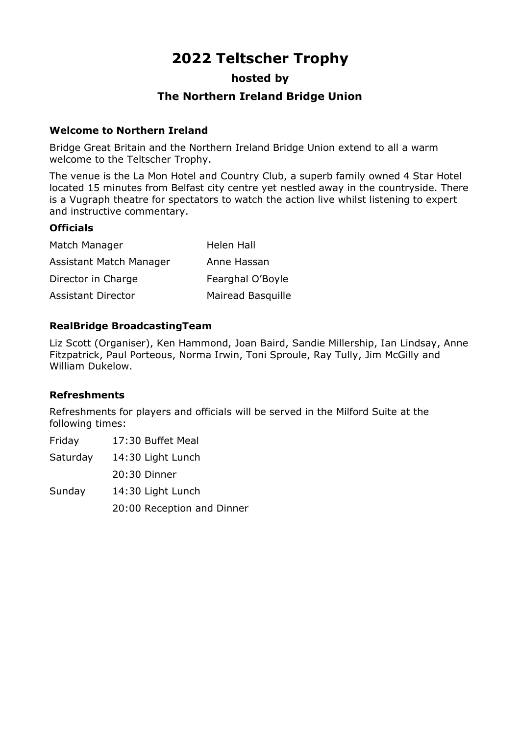# 2022 Teltscher Trophy

## hosted by

## The Northern Ireland Bridge Union

### Welcome to Northern Ireland

Bridge Great Britain and the Northern Ireland Bridge Union extend to all a warm welcome to the Teltscher Trophy.

The venue is the La Mon Hotel and Country Club, a superb family owned 4 Star Hotel located 15 minutes from Belfast city centre yet nestled away in the countryside. There is a Vugraph theatre for spectators to watch the action live whilst listening to expert and instructive commentary.

### Officials

| | |
|---|---|
| Match Manager | Helen Hall |
| Assistant Match Manager | Anne Hassan |
| Director in Charge | Fearghal O'Boyle |
| Assistant Director | Mairead Basquille |

### RealBridge BroadcastingTeam

Liz Scott (Organiser), Ken Hammond, Joan Baird, Sandie Millership, Ian Lindsay, Anne Fitzpatrick, Paul Porteous, Norma Irwin, Toni Sproule, Ray Tully, Jim McGilly and William Dukelow.

### Refreshments

Refreshments for players and officials will be served in the Milford Suite at the following times:

| | |
|---|---|
| Friday | 17:30 Buffet Meal |
| Saturday | 14:30 Light Lunch |
| | 20:30 Dinner |
| Sunday | 14:30 Light Lunch |
| | 20:00 Reception and Dinner |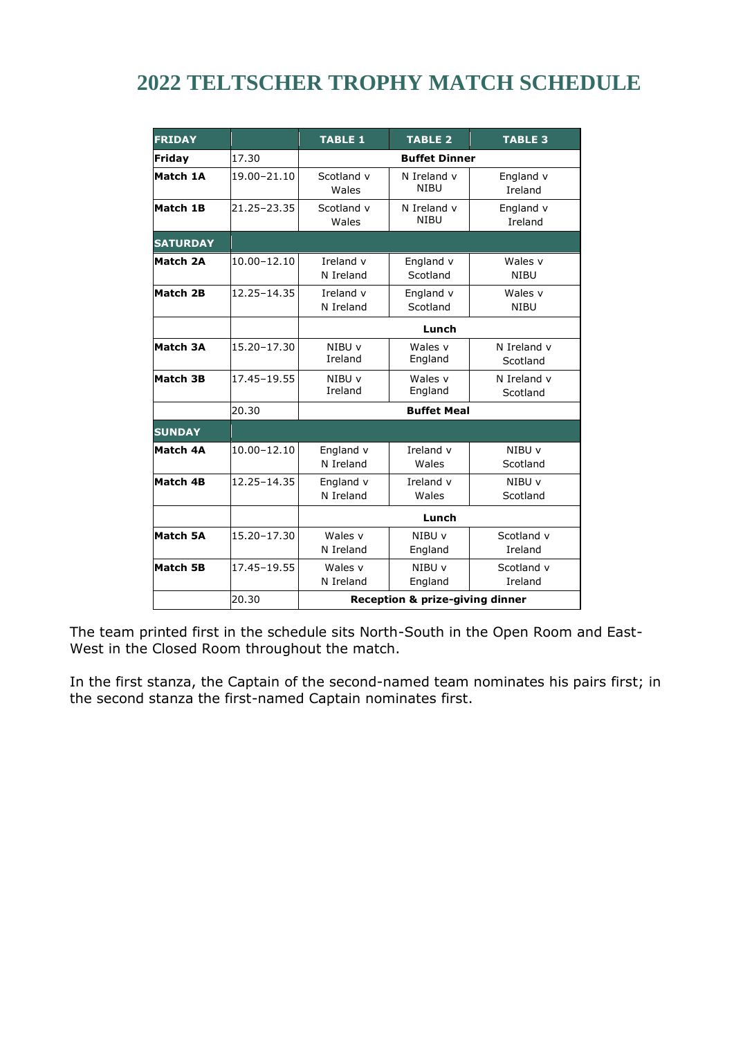# 2022 TELTSCHER TROPHY MATCH SCHEDULE

| FRIDAY | | TABLE 1 | TABLE 2 | TABLE 3 |
|---|---|---|---|---|
| **Friday** | 17.30 | | **Buffet Dinner** | |
| **Match 1A** | 19.00–21.10 | Scotland v Wales | N Ireland v NIBU | England v Ireland |
| **Match 1B** | 21.25–23.35 | Scotland v Wales | N Ireland v NIBU | England v Ireland |
| **SATURDAY** | | | | |
| **Match 2A** | 10.00–12.10 | Ireland v N Ireland | England v Scotland | Wales v NIBU |
| **Match 2B** | 12.25–14.35 | Ireland v N Ireland | England v Scotland | Wales v NIBU |
| | | | **Lunch** | |
| **Match 3A** | 15.20–17.30 | NIBU v Ireland | Wales v England | N Ireland v Scotland |
| **Match 3B** | 17.45–19.55 | NIBU v Ireland | Wales v England | N Ireland v Scotland |
| | 20.30 | | **Buffet Meal** | |
| **SUNDAY** | | | | |
| **Match 4A** | 10.00–12.10 | England v N Ireland | Ireland v Wales | NIBU v Scotland |
| **Match 4B** | 12.25–14.35 | England v N Ireland | Ireland v Wales | NIBU v Scotland |
| | | | **Lunch** | |
| **Match 5A** | 15.20–17.30 | Wales v N Ireland | NIBU v England | Scotland v Ireland |
| **Match 5B** | 17.45–19.55 | Wales v N Ireland | NIBU v England | Scotland v Ireland |
| | 20.30 | | **Reception & prize-giving dinner** | |

The team printed first in the schedule sits North-South in the Open Room and East-West in the Closed Room throughout the match.

In the first stanza, the Captain of the second-named team nominates his pairs first; in the second stanza the first-named Captain nominates first.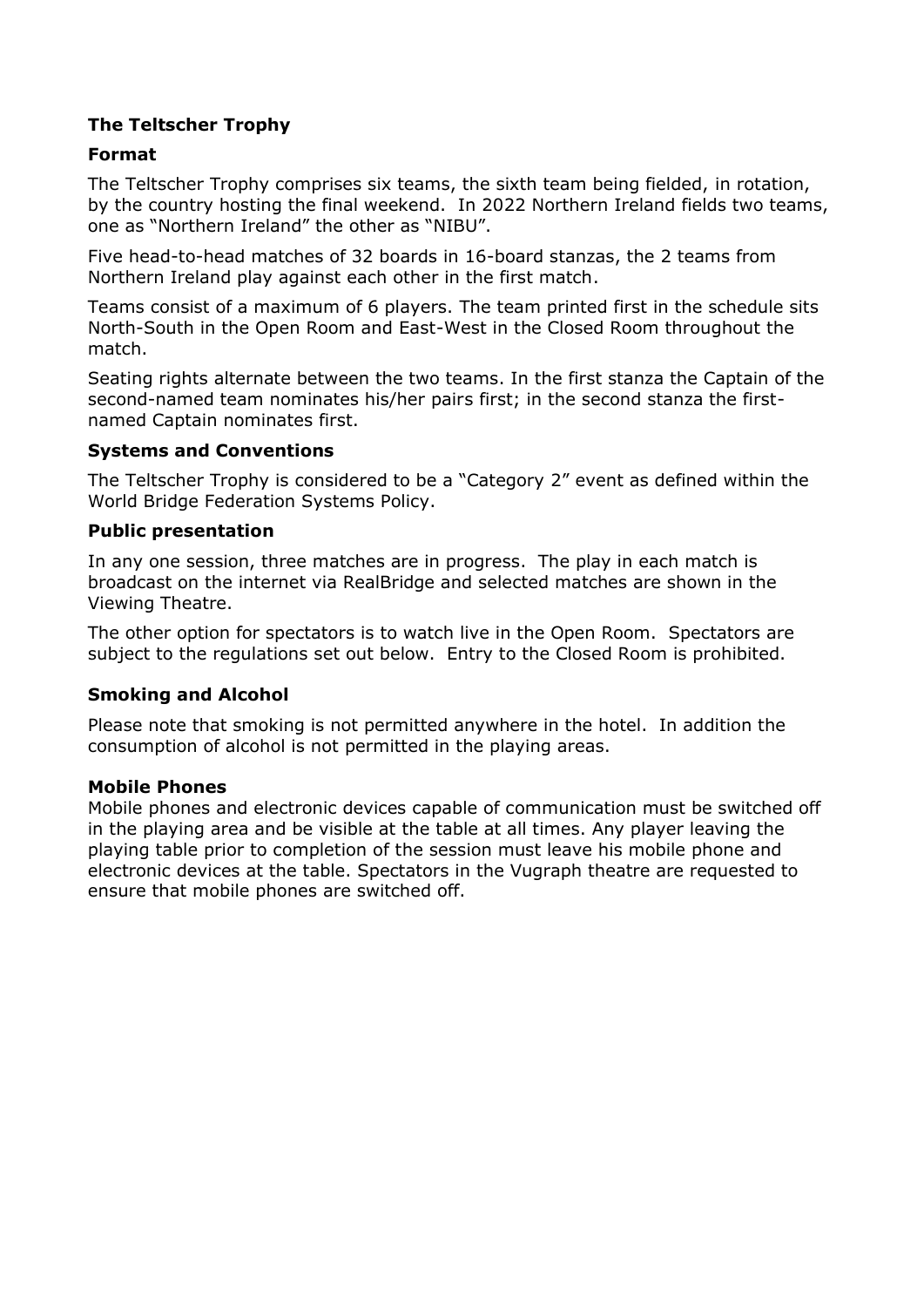## The Teltscher Trophy

### Format

The Teltscher Trophy comprises six teams, the sixth team being fielded, in rotation, by the country hosting the final weekend. In 2022 Northern Ireland fields two teams, one as "Northern Ireland" the other as "NIBU".

Five head-to-head matches of 32 boards in 16-board stanzas, the 2 teams from Northern Ireland play against each other in the first match.

Teams consist of a maximum of 6 players. The team printed first in the schedule sits North-South in the Open Room and East-West in the Closed Room throughout the match.

Seating rights alternate between the two teams. In the first stanza the Captain of the second-named team nominates his/her pairs first; in the second stanza the first-named Captain nominates first.

### Systems and Conventions

The Teltscher Trophy is considered to be a "Category 2" event as defined within the World Bridge Federation Systems Policy.

### Public presentation

In any one session, three matches are in progress. The play in each match is broadcast on the internet via RealBridge and selected matches are shown in the Viewing Theatre.

The other option for spectators is to watch live in the Open Room. Spectators are subject to the regulations set out below. Entry to the Closed Room is prohibited.

### Smoking and Alcohol

Please note that smoking is not permitted anywhere in the hotel. In addition the consumption of alcohol is not permitted in the playing areas.

### Mobile Phones

Mobile phones and electronic devices capable of communication must be switched off in the playing area and be visible at the table at all times. Any player leaving the playing table prior to completion of the session must leave his mobile phone and electronic devices at the table. Spectators in the Vugraph theatre are requested to ensure that mobile phones are switched off.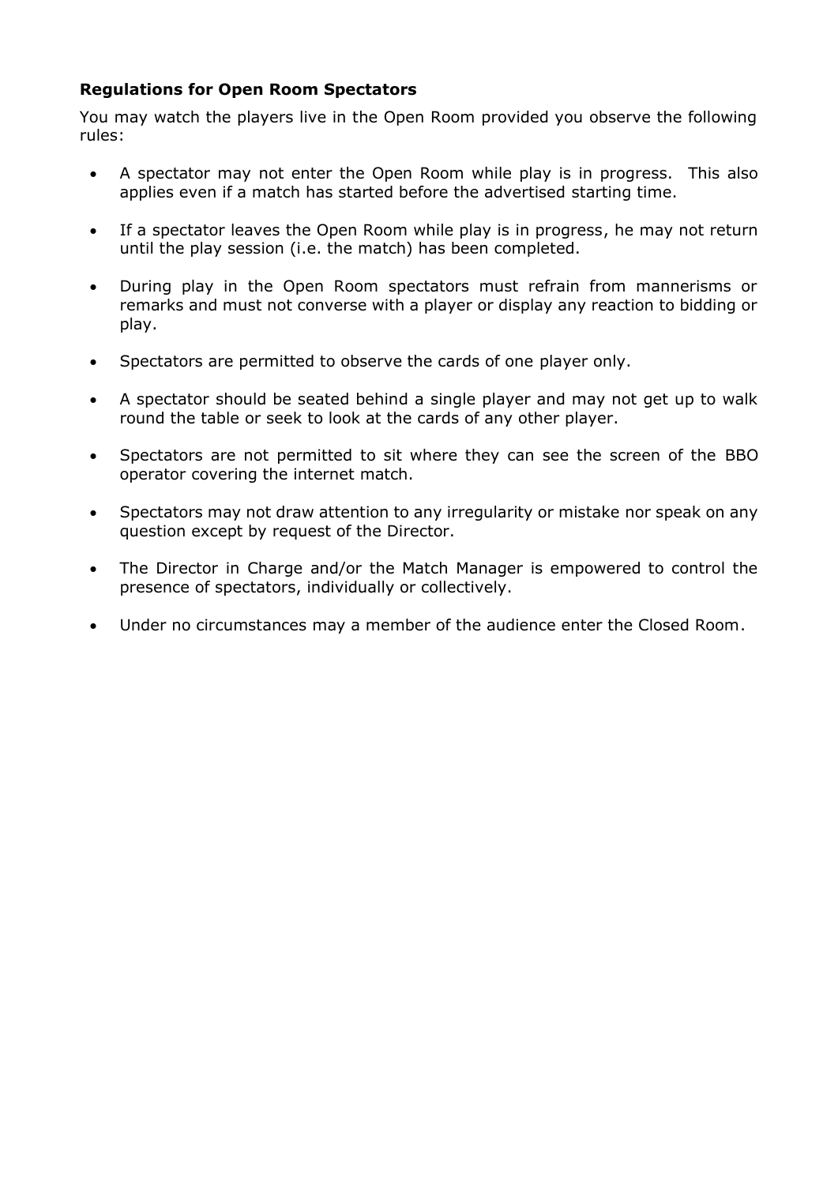**Regulations for Open Room Spectators**

You may watch the players live in the Open Room provided you observe the following rules:

- A spectator may not enter the Open Room while play is in progress. This also applies even if a match has started before the advertised starting time.
- If a spectator leaves the Open Room while play is in progress, he may not return until the play session (i.e. the match) has been completed.
- During play in the Open Room spectators must refrain from mannerisms or remarks and must not converse with a player or display any reaction to bidding or play.
- Spectators are permitted to observe the cards of one player only.
- A spectator should be seated behind a single player and may not get up to walk round the table or seek to look at the cards of any other player.
- Spectators are not permitted to sit where they can see the screen of the BBO operator covering the internet match.
- Spectators may not draw attention to any irregularity or mistake nor speak on any question except by request of the Director.
- The Director in Charge and/or the Match Manager is empowered to control the presence of spectators, individually or collectively.
- Under no circumstances may a member of the audience enter the Closed Room.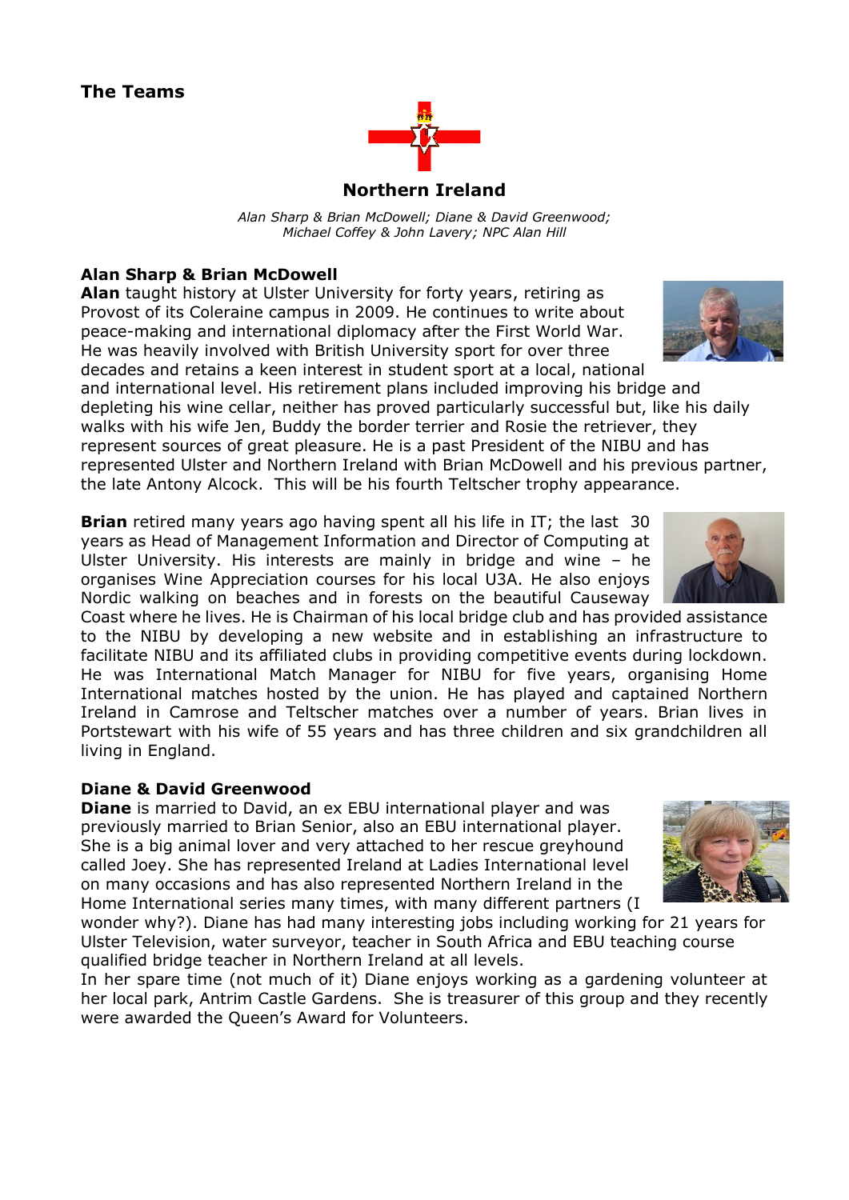## The Teams

### Northern Ireland

*Alan Sharp & Brian McDowell; Diane & David Greenwood; Michael Coffey & John Lavery; NPC Alan Hill*

**Alan Sharp & Brian McDowell**

**Alan** taught history at Ulster University for forty years, retiring as Provost of its Coleraine campus in 2009. He continues to write about peace-making and international diplomacy after the First World War. He was heavily involved with British University sport for over three decades and retains a keen interest in student sport at a local, national and international level. His retirement plans included improving his bridge and depleting his wine cellar, neither has proved particularly successful but, like his daily walks with his wife Jen, Buddy the border terrier and Rosie the retriever, they represent sources of great pleasure. He is a past President of the NIBU and has represented Ulster and Northern Ireland with Brian McDowell and his previous partner, the late Antony Alcock. This will be his fourth Teltscher trophy appearance.

**Brian** retired many years ago having spent all his life in IT; the last 30 years as Head of Management Information and Director of Computing at Ulster University. His interests are mainly in bridge and wine – he organises Wine Appreciation courses for his local U3A. He also enjoys Nordic walking on beaches and in forests on the beautiful Causeway Coast where he lives. He is Chairman of his local bridge club and has provided assistance to the NIBU by developing a new website and in establishing an infrastructure to facilitate NIBU and its affiliated clubs in providing competitive events during lockdown. He was International Match Manager for NIBU for five years, organising Home International matches hosted by the union. He has played and captained Northern Ireland in Camrose and Teltscher matches over a number of years. Brian lives in Portstewart with his wife of 55 years and has three children and six grandchildren all living in England.

**Diane & David Greenwood**

**Diane** is married to David, an ex EBU international player and was previously married to Brian Senior, also an EBU international player. She is a big animal lover and very attached to her rescue greyhound called Joey. She has represented Ireland at Ladies International level on many occasions and has also represented Northern Ireland in the Home International series many times, with many different partners (I wonder why?). Diane has had many interesting jobs including working for 21 years for Ulster Television, water surveyor, teacher in South Africa and EBU teaching course qualified bridge teacher in Northern Ireland at all levels.

In her spare time (not much of it) Diane enjoys working as a gardening volunteer at her local park, Antrim Castle Gardens. She is treasurer of this group and they recently were awarded the Queen's Award for Volunteers.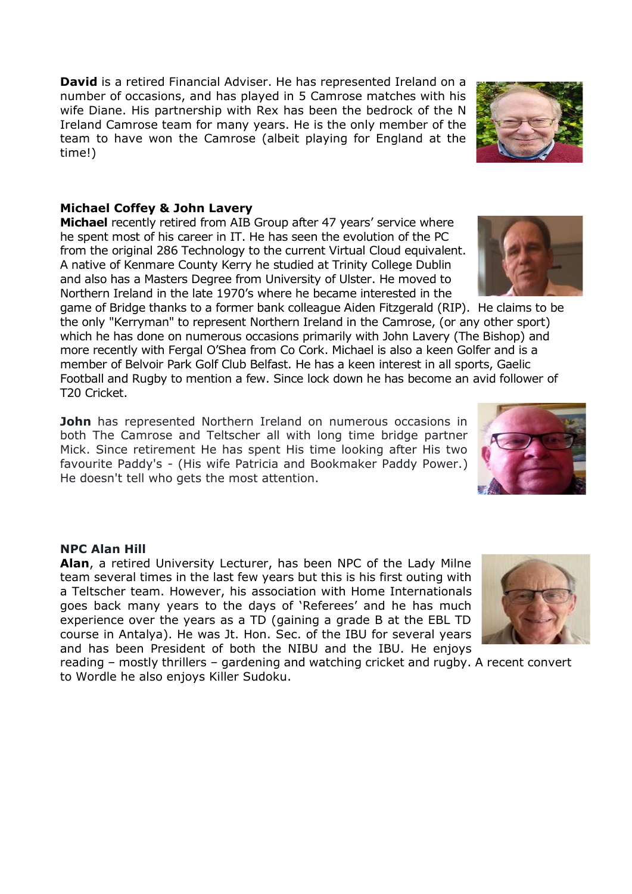**David** is a retired Financial Adviser. He has represented Ireland on a number of occasions, and has played in 5 Camrose matches with his wife Diane. His partnership with Rex has been the bedrock of the N Ireland Camrose team for many years. He is the only member of the team to have won the Camrose (albeit playing for England at the time!)

**Michael Coffey & John Lavery**

**Michael** recently retired from AIB Group after 47 years' service where he spent most of his career in IT. He has seen the evolution of the PC from the original 286 Technology to the current Virtual Cloud equivalent. A native of Kenmare County Kerry he studied at Trinity College Dublin and also has a Masters Degree from University of Ulster. He moved to Northern Ireland in the late 1970's where he became interested in the game of Bridge thanks to a former bank colleague Aiden Fitzgerald (RIP). He claims to be the only "Kerryman" to represent Northern Ireland in the Camrose, (or any other sport) which he has done on numerous occasions primarily with John Lavery (The Bishop) and more recently with Fergal O'Shea from Co Cork. Michael is also a keen Golfer and is a member of Belvoir Park Golf Club Belfast. He has a keen interest in all sports, Gaelic Football and Rugby to mention a few. Since lock down he has become an avid follower of T20 Cricket.

**John** has represented Northern Ireland on numerous occasions in both The Camrose and Teltscher all with long time bridge partner Mick. Since retirement He has spent His time looking after His two favourite Paddy's - (His wife Patricia and Bookmaker Paddy Power.) He doesn't tell who gets the most attention.

**NPC Alan Hill**

**Alan**, a retired University Lecturer, has been NPC of the Lady Milne team several times in the last few years but this is his first outing with a Teltscher team. However, his association with Home Internationals goes back many years to the days of 'Referees' and he has much experience over the years as a TD (gaining a grade B at the EBL TD course in Antalya). He was Jt. Hon. Sec. of the IBU for several years and has been President of both the NIBU and the IBU. He enjoys reading – mostly thrillers – gardening and watching cricket and rugby. A recent convert to Wordle he also enjoys Killer Sudoku.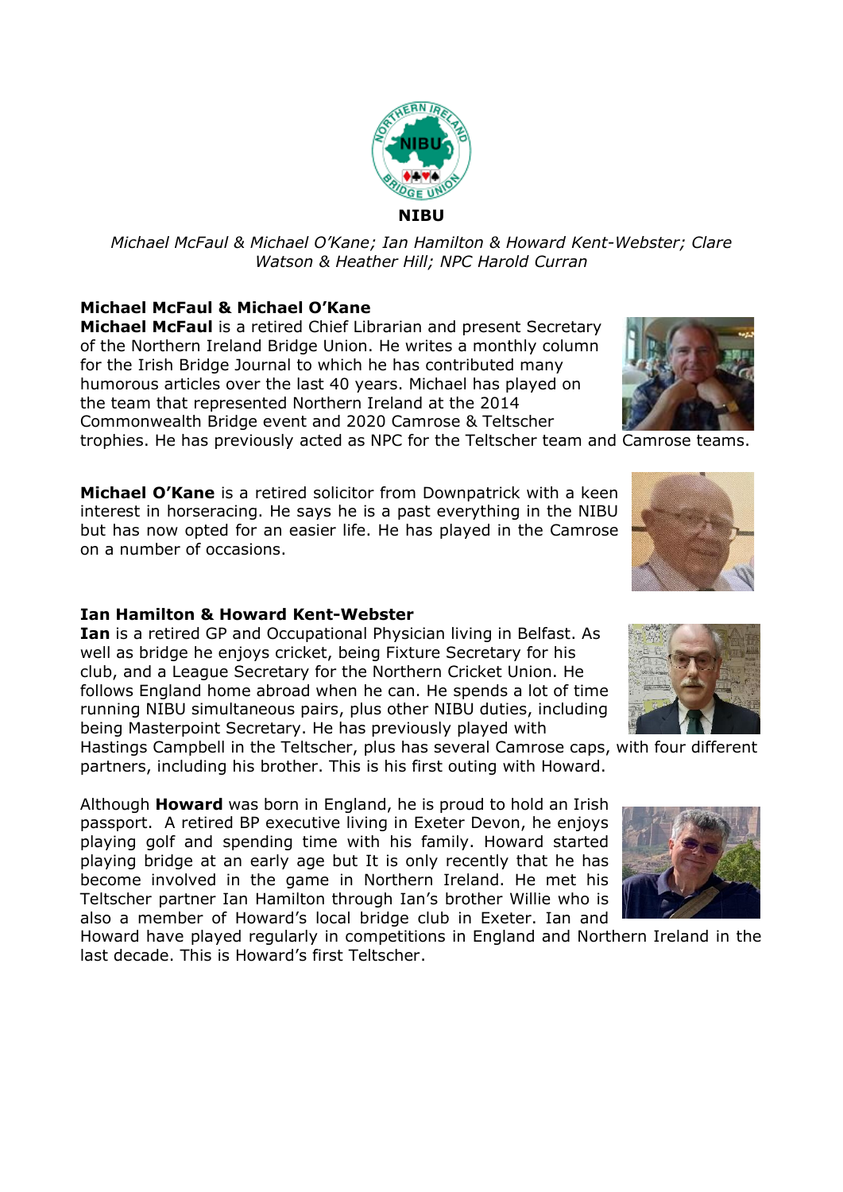**NIBU**

*Michael McFaul & Michael O'Kane; Ian Hamilton & Howard Kent-Webster; Clare Watson & Heather Hill; NPC Harold Curran*

### Michael McFaul & Michael O'Kane

**Michael McFaul** is a retired Chief Librarian and present Secretary of the Northern Ireland Bridge Union. He writes a monthly column for the Irish Bridge Journal to which he has contributed many humorous articles over the last 40 years. Michael has played on the team that represented Northern Ireland at the 2014 Commonwealth Bridge event and 2020 Camrose & Teltscher trophies. He has previously acted as NPC for the Teltscher team and Camrose teams.

**Michael O'Kane** is a retired solicitor from Downpatrick with a keen interest in horseracing. He says he is a past everything in the NIBU but has now opted for an easier life. He has played in the Camrose on a number of occasions.

### Ian Hamilton & Howard Kent-Webster

**Ian** is a retired GP and Occupational Physician living in Belfast. As well as bridge he enjoys cricket, being Fixture Secretary for his club, and a League Secretary for the Northern Cricket Union. He follows England home abroad when he can. He spends a lot of time running NIBU simultaneous pairs, plus other NIBU duties, including being Masterpoint Secretary. He has previously played with Hastings Campbell in the Teltscher, plus has several Camrose caps, with four different partners, including his brother. This is his first outing with Howard.

Although **Howard** was born in England, he is proud to hold an Irish passport. A retired BP executive living in Exeter Devon, he enjoys playing golf and spending time with his family. Howard started playing bridge at an early age but It is only recently that he has become involved in the game in Northern Ireland. He met his Teltscher partner Ian Hamilton through Ian's brother Willie who is also a member of Howard's local bridge club in Exeter. Ian and Howard have played regularly in competitions in England and Northern Ireland in the last decade. This is Howard's first Teltscher.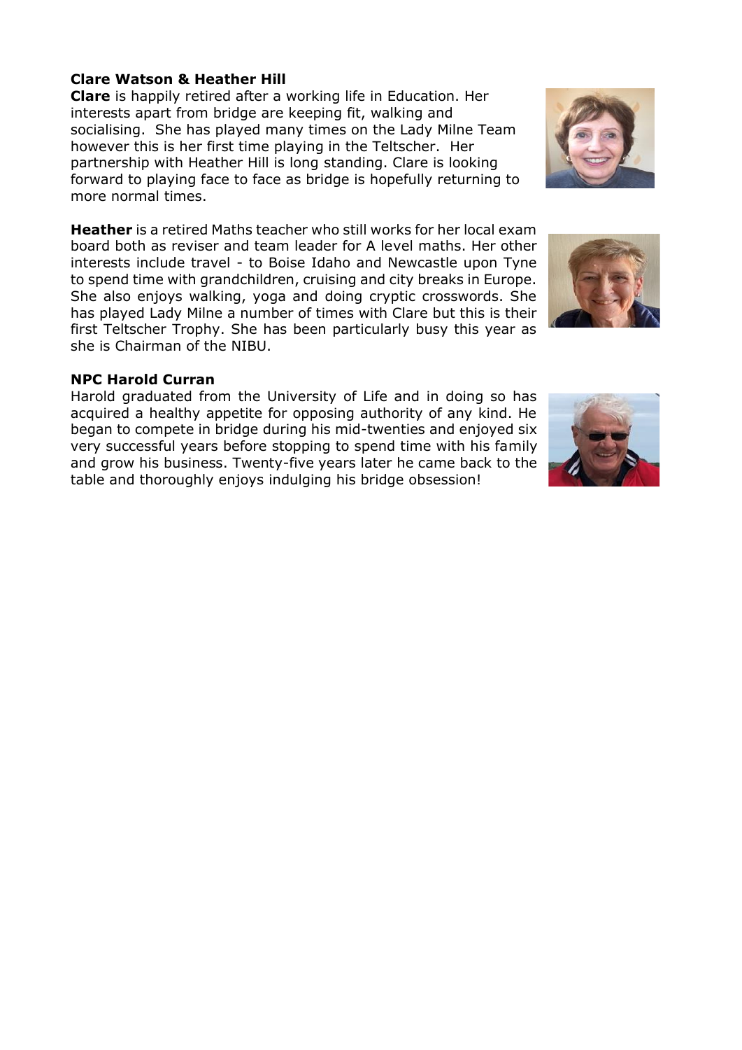**Clare Watson & Heather Hill**

**Clare** is happily retired after a working life in Education. Her interests apart from bridge are keeping fit, walking and socialising. She has played many times on the Lady Milne Team however this is her first time playing in the Teltscher. Her partnership with Heather Hill is long standing. Clare is looking forward to playing face to face as bridge is hopefully returning to more normal times.

**Heather** is a retired Maths teacher who still works for her local exam board both as reviser and team leader for A level maths. Her other interests include travel - to Boise Idaho and Newcastle upon Tyne to spend time with grandchildren, cruising and city breaks in Europe. She also enjoys walking, yoga and doing cryptic crosswords. She has played Lady Milne a number of times with Clare but this is their first Teltscher Trophy. She has been particularly busy this year as she is Chairman of the NIBU.

**NPC Harold Curran**

Harold graduated from the University of Life and in doing so has acquired a healthy appetite for opposing authority of any kind. He began to compete in bridge during his mid-twenties and enjoyed six very successful years before stopping to spend time with his family and grow his business. Twenty-five years later he came back to the table and thoroughly enjoys indulging his bridge obsession!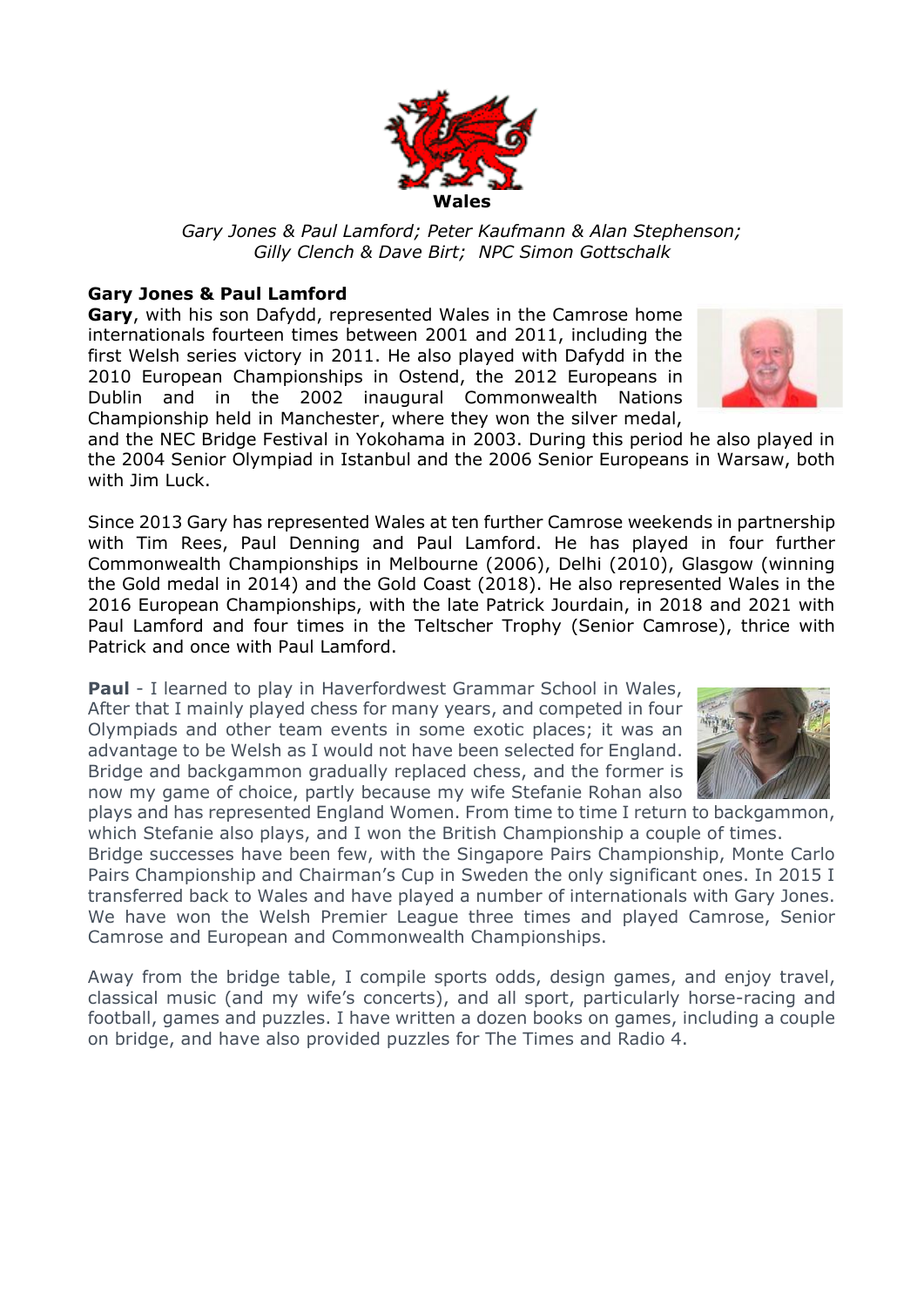**Wales**

*Gary Jones & Paul Lamford; Peter Kaufmann & Alan Stephenson; Gilly Clench & Dave Birt; NPC Simon Gottschalk*

**Gary Jones & Paul Lamford**

**Gary**, with his son Dafydd, represented Wales in the Camrose home internationals fourteen times between 2001 and 2011, including the first Welsh series victory in 2011. He also played with Dafydd in the 2010 European Championships in Ostend, the 2012 Europeans in Dublin and in the 2002 inaugural Commonwealth Nations Championship held in Manchester, where they won the silver medal, and the NEC Bridge Festival in Yokohama in 2003. During this period he also played in the 2004 Senior Olympiad in Istanbul and the 2006 Senior Europeans in Warsaw, both with Jim Luck.

Since 2013 Gary has represented Wales at ten further Camrose weekends in partnership with Tim Rees, Paul Denning and Paul Lamford. He has played in four further Commonwealth Championships in Melbourne (2006), Delhi (2010), Glasgow (winning the Gold medal in 2014) and the Gold Coast (2018). He also represented Wales in the 2016 European Championships, with the late Patrick Jourdain, in 2018 and 2021 with Paul Lamford and four times in the Teltscher Trophy (Senior Camrose), thrice with Patrick and once with Paul Lamford.

**Paul** - I learned to play in Haverfordwest Grammar School in Wales, After that I mainly played chess for many years, and competed in four Olympiads and other team events in some exotic places; it was an advantage to be Welsh as I would not have been selected for England. Bridge and backgammon gradually replaced chess, and the former is now my game of choice, partly because my wife Stefanie Rohan also plays and has represented England Women. From time to time I return to backgammon, which Stefanie also plays, and I won the British Championship a couple of times. Bridge successes have been few, with the Singapore Pairs Championship, Monte Carlo Pairs Championship and Chairman's Cup in Sweden the only significant ones. In 2015 I transferred back to Wales and have played a number of internationals with Gary Jones. We have won the Welsh Premier League three times and played Camrose, Senior Camrose and European and Commonwealth Championships.

Away from the bridge table, I compile sports odds, design games, and enjoy travel, classical music (and my wife's concerts), and all sport, particularly horse-racing and football, games and puzzles. I have written a dozen books on games, including a couple on bridge, and have also provided puzzles for The Times and Radio 4.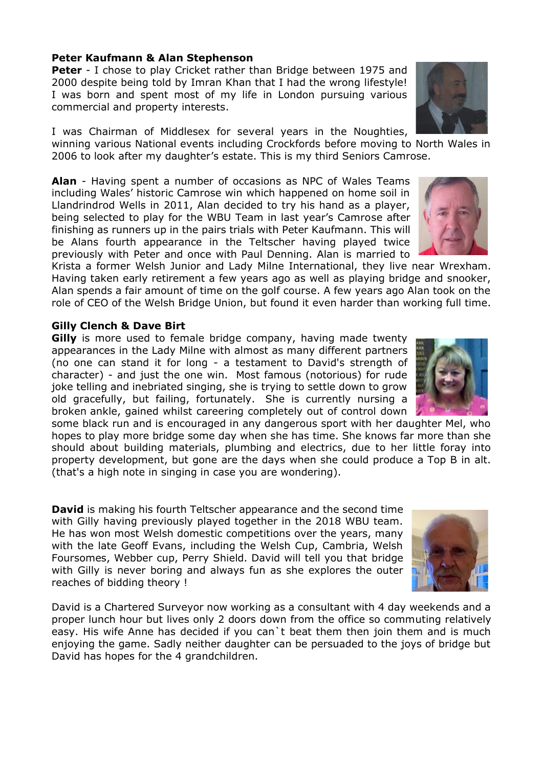**Peter Kaufmann & Alan Stephenson**

**Peter** - I chose to play Cricket rather than Bridge between 1975 and 2000 despite being told by Imran Khan that I had the wrong lifestyle! I was born and spent most of my life in London pursuing various commercial and property interests.

I was Chairman of Middlesex for several years in the Noughties, winning various National events including Crockfords before moving to North Wales in 2006 to look after my daughter's estate. This is my third Seniors Camrose.

**Alan** - Having spent a number of occasions as NPC of Wales Teams including Wales' historic Camrose win which happened on home soil in Llandrindrod Wells in 2011, Alan decided to try his hand as a player, being selected to play for the WBU Team in last year's Camrose after finishing as runners up in the pairs trials with Peter Kaufmann. This will be Alans fourth appearance in the Teltscher having played twice previously with Peter and once with Paul Denning. Alan is married to Krista a former Welsh Junior and Lady Milne International, they live near Wrexham. Having taken early retirement a few years ago as well as playing bridge and snooker, Alan spends a fair amount of time on the golf course. A few years ago Alan took on the role of CEO of the Welsh Bridge Union, but found it even harder than working full time.

**Gilly Clench & Dave Birt**

**Gilly** is more used to female bridge company, having made twenty appearances in the Lady Milne with almost as many different partners (no one can stand it for long - a testament to David's strength of character) - and just the one win. Most famous (notorious) for rude joke telling and inebriated singing, she is trying to settle down to grow old gracefully, but failing, fortunately. She is currently nursing a broken ankle, gained whilst careering completely out of control down some black run and is encouraged in any dangerous sport with her daughter Mel, who hopes to play more bridge some day when she has time. She knows far more than she should about building materials, plumbing and electrics, due to her little foray into property development, but gone are the days when she could produce a Top B in alt. (that's a high note in singing in case you are wondering).

**David** is making his fourth Teltscher appearance and the second time with Gilly having previously played together in the 2018 WBU team. He has won most Welsh domestic competitions over the years, many with the late Geoff Evans, including the Welsh Cup, Cambria, Welsh Foursomes, Webber cup, Perry Shield. David will tell you that bridge with Gilly is never boring and always fun as she explores the outer reaches of bidding theory !

David is a Chartered Surveyor now working as a consultant with 4 day weekends and a proper lunch hour but lives only 2 doors down from the office so commuting relatively easy. His wife Anne has decided if you can`t beat them then join them and is much enjoying the game. Sadly neither daughter can be persuaded to the joys of bridge but David has hopes for the 4 grandchildren.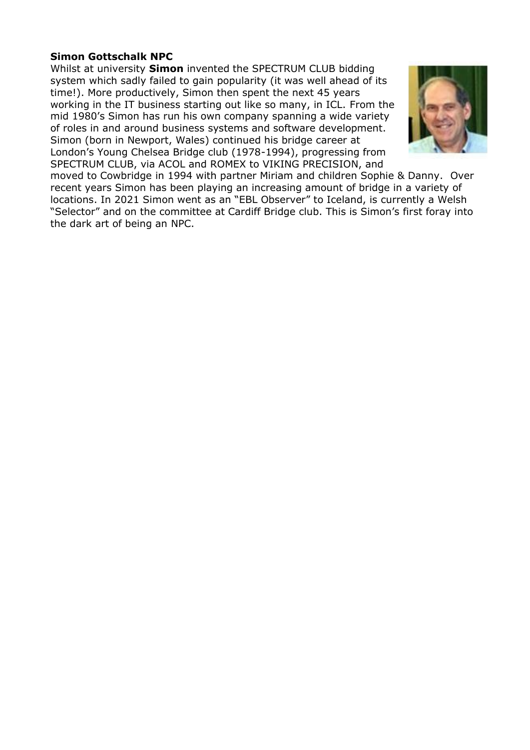**Simon Gottschalk NPC**

Whilst at university **Simon** invented the SPECTRUM CLUB bidding system which sadly failed to gain popularity (it was well ahead of its time!). More productively, Simon then spent the next 45 years working in the IT business starting out like so many, in ICL. From the mid 1980's Simon has run his own company spanning a wide variety of roles in and around business systems and software development. Simon (born in Newport, Wales) continued his bridge career at London's Young Chelsea Bridge club (1978-1994), progressing from SPECTRUM CLUB, via ACOL and ROMEX to VIKING PRECISION, and moved to Cowbridge in 1994 with partner Miriam and children Sophie & Danny. Over recent years Simon has been playing an increasing amount of bridge in a variety of locations. In 2021 Simon went as an "EBL Observer" to Iceland, is currently a Welsh "Selector" and on the committee at Cardiff Bridge club. This is Simon's first foray into the dark art of being an NPC.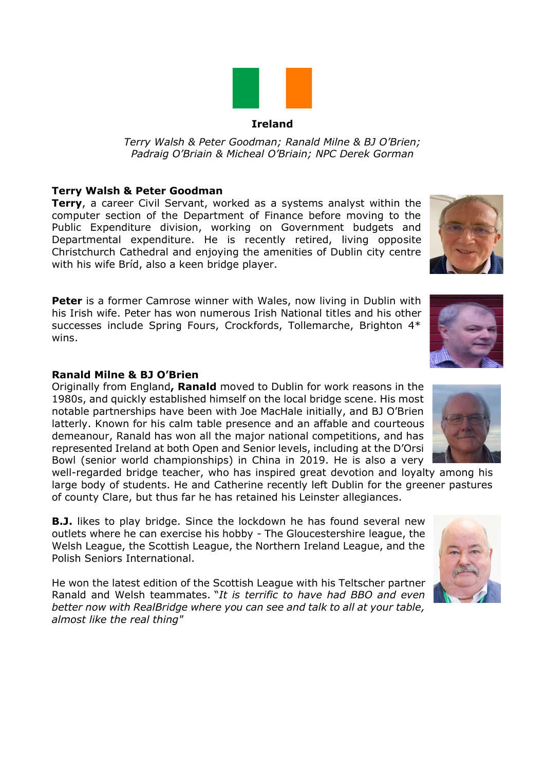## Ireland

*Terry Walsh & Peter Goodman; Ranald Milne & BJ O'Brien; Padraig O'Briain & Micheal O'Briain; NPC Derek Gorman*

### Terry Walsh & Peter Goodman

**Terry**, a career Civil Servant, worked as a systems analyst within the computer section of the Department of Finance before moving to the Public Expenditure division, working on Government budgets and Departmental expenditure. He is recently retired, living opposite Christchurch Cathedral and enjoying the amenities of Dublin city centre with his wife Bríd, also a keen bridge player.

**Peter** is a former Camrose winner with Wales, now living in Dublin with his Irish wife. Peter has won numerous Irish National titles and his other successes include Spring Fours, Crockfords, Tollemarche, Brighton 4* wins.

### Ranald Milne & BJ O'Brien

Originally from England**, Ranald** moved to Dublin for work reasons in the 1980s, and quickly established himself on the local bridge scene. His most notable partnerships have been with Joe MacHale initially, and BJ O'Brien latterly. Known for his calm table presence and an affable and courteous demeanour, Ranald has won all the major national competitions, and has represented Ireland at both Open and Senior levels, including at the D'Orsi Bowl (senior world championships) in China in 2019. He is also a very well-regarded bridge teacher, who has inspired great devotion and loyalty among his large body of students. He and Catherine recently left Dublin for the greener pastures of county Clare, but thus far he has retained his Leinster allegiances.

**B.J.** likes to play bridge. Since the lockdown he has found several new outlets where he can exercise his hobby - The Gloucestershire league, the Welsh League, the Scottish League, the Northern Ireland League, and the Polish Seniors International.

He won the latest edition of the Scottish League with his Teltscher partner Ranald and Welsh teammates. "*It is terrific to have had BBO and even better now with RealBridge where you can see and talk to all at your table, almost like the real thing*"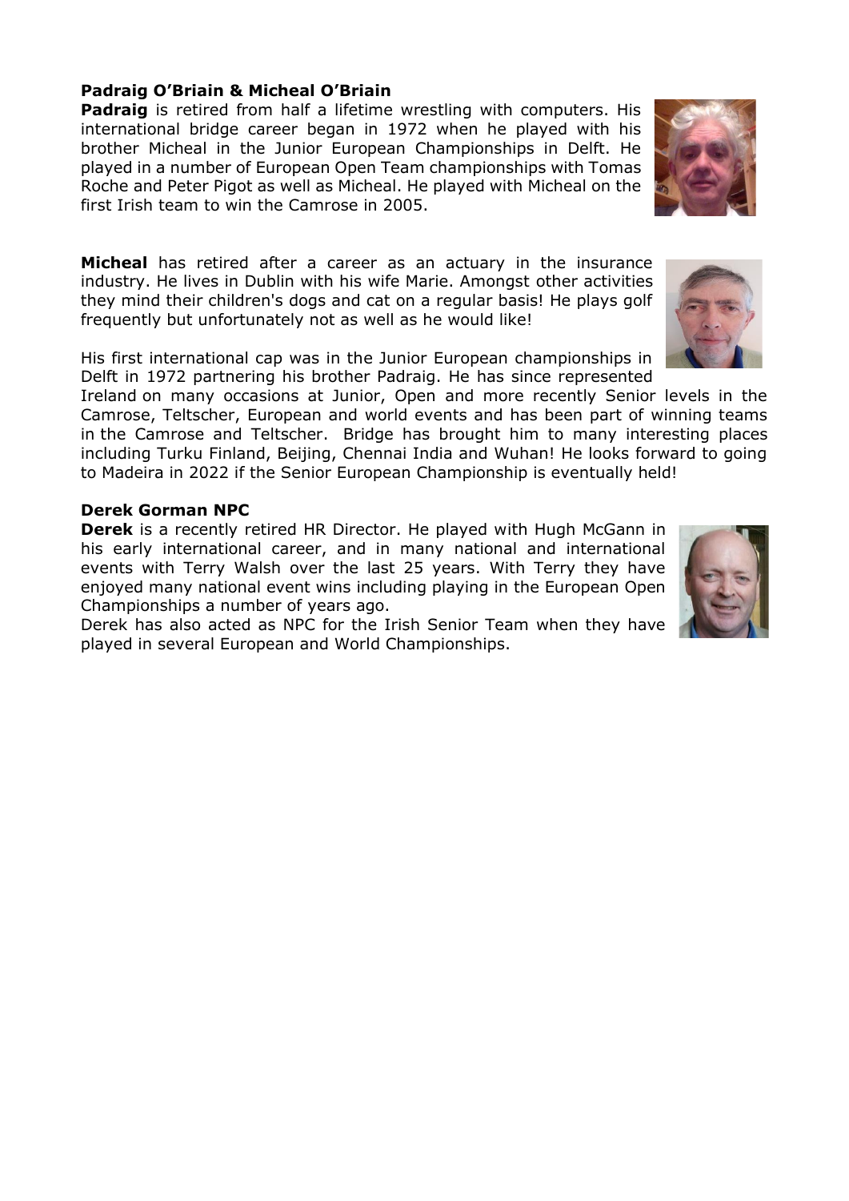**Padraig O'Briain & Micheal O'Briain**

**Padraig** is retired from half a lifetime wrestling with computers. His international bridge career began in 1972 when he played with his brother Micheal in the Junior European Championships in Delft. He played in a number of European Open Team championships with Tomas Roche and Peter Pigot as well as Micheal. He played with Micheal on the first Irish team to win the Camrose in 2005.

**Micheal** has retired after a career as an actuary in the insurance industry. He lives in Dublin with his wife Marie. Amongst other activities they mind their children's dogs and cat on a regular basis! He plays golf frequently but unfortunately not as well as he would like!

His first international cap was in the Junior European championships in Delft in 1972 partnering his brother Padraig. He has since represented Ireland on many occasions at Junior, Open and more recently Senior levels in the Camrose, Teltscher, European and world events and has been part of winning teams in the Camrose and Teltscher. Bridge has brought him to many interesting places including Turku Finland, Beijing, Chennai India and Wuhan! He looks forward to going to Madeira in 2022 if the Senior European Championship is eventually held!

**Derek Gorman NPC**

**Derek** is a recently retired HR Director. He played with Hugh McGann in his early international career, and in many national and international events with Terry Walsh over the last 25 years. With Terry they have enjoyed many national event wins including playing in the European Open Championships a number of years ago.

Derek has also acted as NPC for the Irish Senior Team when they have played in several European and World Championships.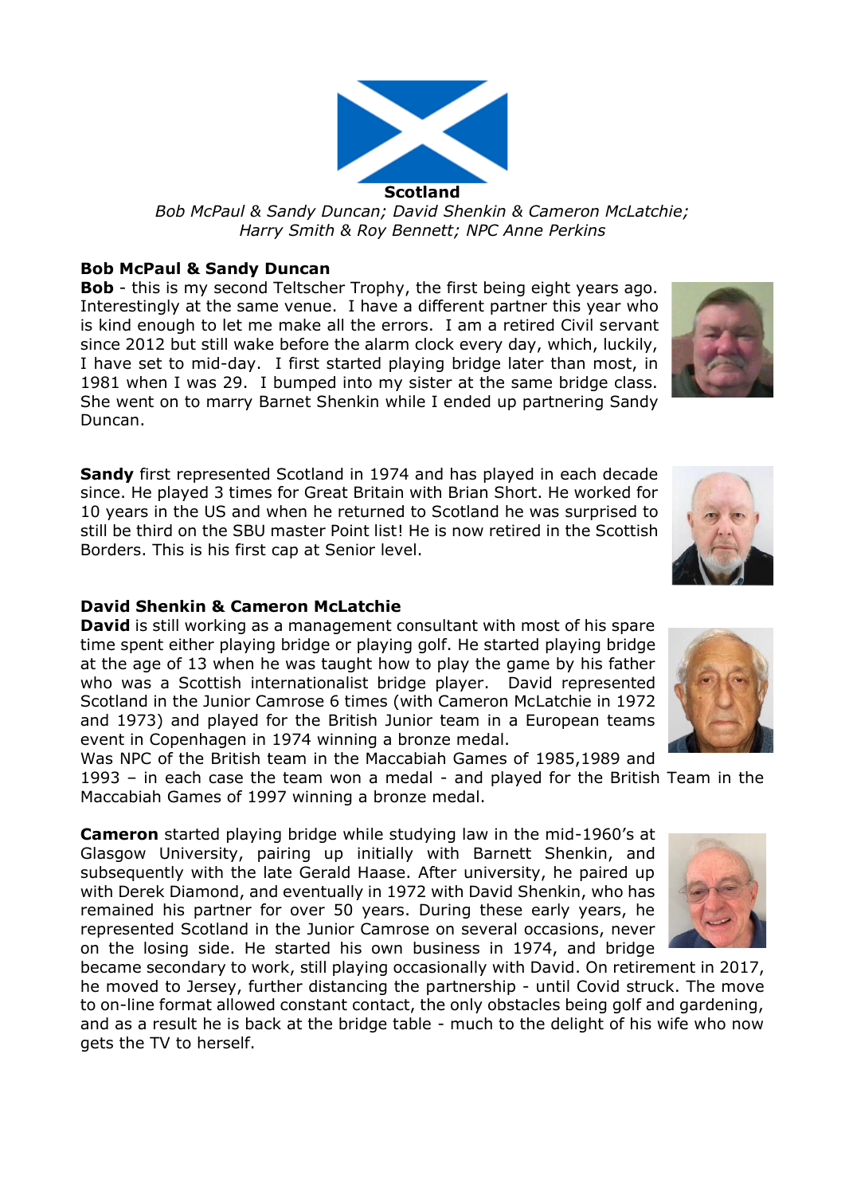**Scotland**

*Bob McPaul & Sandy Duncan; David Shenkin & Cameron McLatchie; Harry Smith & Roy Bennett; NPC Anne Perkins*

### Bob McPaul & Sandy Duncan

**Bob** - this is my second Teltscher Trophy, the first being eight years ago. Interestingly at the same venue. I have a different partner this year who is kind enough to let me make all the errors. I am a retired Civil servant since 2012 but still wake before the alarm clock every day, which, luckily, I have set to mid-day. I first started playing bridge later than most, in 1981 when I was 29. I bumped into my sister at the same bridge class. She went on to marry Barnet Shenkin while I ended up partnering Sandy Duncan.

**Sandy** first represented Scotland in 1974 and has played in each decade since. He played 3 times for Great Britain with Brian Short. He worked for 10 years in the US and when he returned to Scotland he was surprised to still be third on the SBU master Point list! He is now retired in the Scottish Borders. This is his first cap at Senior level.

### David Shenkin & Cameron McLatchie

**David** is still working as a management consultant with most of his spare time spent either playing bridge or playing golf. He started playing bridge at the age of 13 when he was taught how to play the game by his father who was a Scottish internationalist bridge player. David represented Scotland in the Junior Camrose 6 times (with Cameron McLatchie in 1972 and 1973) and played for the British Junior team in a European teams event in Copenhagen in 1974 winning a bronze medal.
Was NPC of the British team in the Maccabiah Games of 1985,1989 and 1993 – in each case the team won a medal - and played for the British Team in the Maccabiah Games of 1997 winning a bronze medal.

**Cameron** started playing bridge while studying law in the mid-1960's at Glasgow University, pairing up initially with Barnett Shenkin, and subsequently with the late Gerald Haase. After university, he paired up with Derek Diamond, and eventually in 1972 with David Shenkin, who has remained his partner for over 50 years. During these early years, he represented Scotland in the Junior Camrose on several occasions, never on the losing side. He started his own business in 1974, and bridge became secondary to work, still playing occasionally with David. On retirement in 2017, he moved to Jersey, further distancing the partnership - until Covid struck. The move to on-line format allowed constant contact, the only obstacles being golf and gardening, and as a result he is back at the bridge table - much to the delight of his wife who now gets the TV to herself.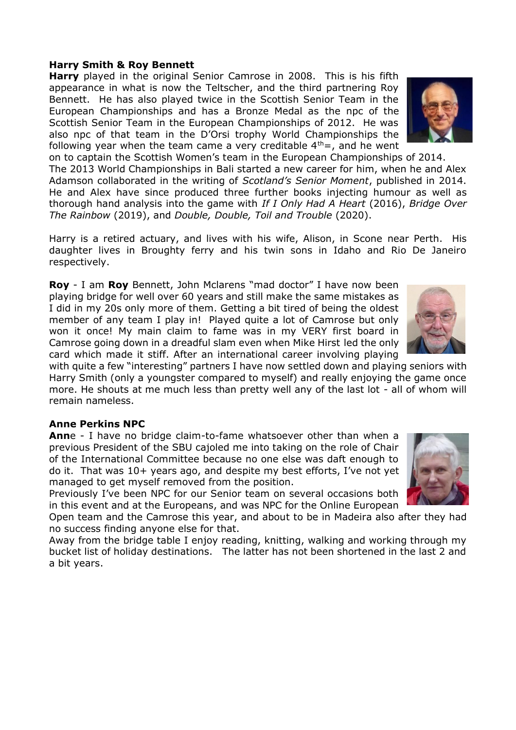**Harry Smith & Roy Bennett**

**Harry** played in the original Senior Camrose in 2008. This is his fifth appearance in what is now the Teltscher, and the third partnering Roy Bennett. He has also played twice in the Scottish Senior Team in the European Championships and has a Bronze Medal as the npc of the Scottish Senior Team in the European Championships of 2012. He was also npc of that team in the D'Orsi trophy World Championships the following year when the team came a very creditable $4^{th}$=, and he went on to captain the Scottish Women's team in the European Championships of 2014. The 2013 World Championships in Bali started a new career for him, when he and Alex Adamson collaborated in the writing of *Scotland's Senior Moment*, published in 2014. He and Alex have since produced three further books injecting humour as well as thorough hand analysis into the game with *If I Only Had A Heart* (2016), *Bridge Over The Rainbow* (2019), and *Double, Double, Toil and Trouble* (2020).

Harry is a retired actuary, and lives with his wife, Alison, in Scone near Perth. His daughter lives in Broughty ferry and his twin sons in Idaho and Rio De Janeiro respectively.

**Roy** - I am **Roy** Bennett, John Mclarens "mad doctor" I have now been playing bridge for well over 60 years and still make the same mistakes as I did in my 20s only more of them. Getting a bit tired of being the oldest member of any team I play in! Played quite a lot of Camrose but only won it once! My main claim to fame was in my VERY first board in Camrose going down in a dreadful slam even when Mike Hirst led the only card which made it stiff. After an international career involving playing with quite a few "interesting" partners I have now settled down and playing seniors with Harry Smith (only a youngster compared to myself) and really enjoying the game once more. He shouts at me much less than pretty well any of the last lot - all of whom will remain nameless.

**Anne Perkins NPC**

**Ann**e - I have no bridge claim-to-fame whatsoever other than when a previous President of the SBU cajoled me into taking on the role of Chair of the International Committee because no one else was daft enough to do it. That was 10+ years ago, and despite my best efforts, I've not yet managed to get myself removed from the position.

Previously I've been NPC for our Senior team on several occasions both in this event and at the Europeans, and was NPC for the Online European Open team and the Camrose this year, and about to be in Madeira also after they had no success finding anyone else for that.

Away from the bridge table I enjoy reading, knitting, walking and working through my bucket list of holiday destinations. The latter has not been shortened in the last 2 and a bit years.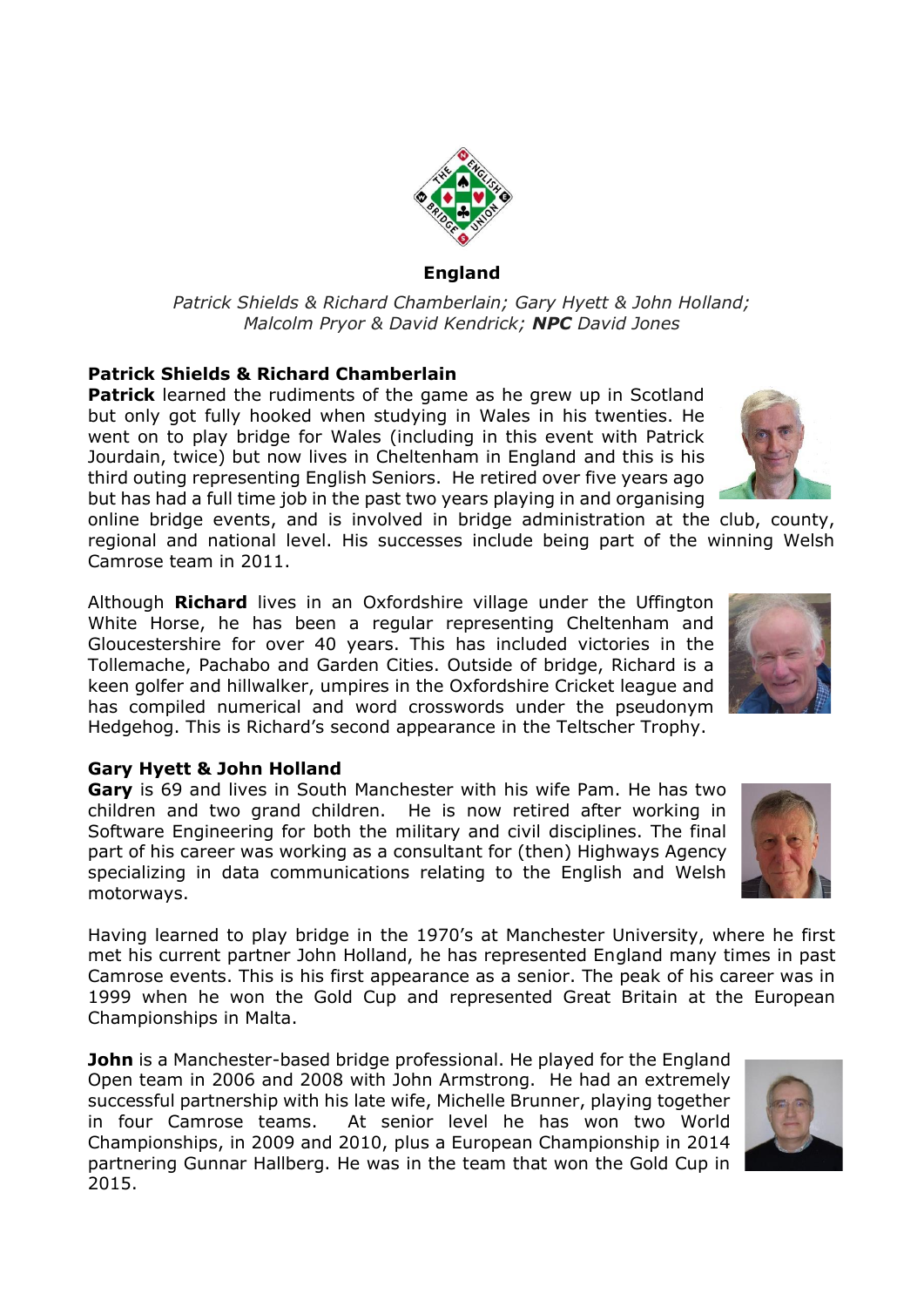**England**

*Patrick Shields & Richard Chamberlain; Gary Hyett & John Holland; Malcolm Pryor & David Kendrick;* ***NPC*** *David Jones*

**Patrick Shields & Richard Chamberlain**

**Patrick** learned the rudiments of the game as he grew up in Scotland but only got fully hooked when studying in Wales in his twenties. He went on to play bridge for Wales (including in this event with Patrick Jourdain, twice) but now lives in Cheltenham in England and this is his third outing representing English Seniors. He retired over five years ago but has had a full time job in the past two years playing in and organising online bridge events, and is involved in bridge administration at the club, county, regional and national level. His successes include being part of the winning Welsh Camrose team in 2011.

Although **Richard** lives in an Oxfordshire village under the Uffington White Horse, he has been a regular representing Cheltenham and Gloucestershire for over 40 years. This has included victories in the Tollemache, Pachabo and Garden Cities. Outside of bridge, Richard is a keen golfer and hillwalker, umpires in the Oxfordshire Cricket league and has compiled numerical and word crosswords under the pseudonym Hedgehog. This is Richard's second appearance in the Teltscher Trophy.

**Gary Hyett & John Holland**

**Gary** is 69 and lives in South Manchester with his wife Pam. He has two children and two grand children. He is now retired after working in Software Engineering for both the military and civil disciplines. The final part of his career was working as a consultant for (then) Highways Agency specializing in data communications relating to the English and Welsh motorways.

Having learned to play bridge in the 1970's at Manchester University, where he first met his current partner John Holland, he has represented England many times in past Camrose events. This is his first appearance as a senior. The peak of his career was in 1999 when he won the Gold Cup and represented Great Britain at the European Championships in Malta.

**John** is a Manchester-based bridge professional. He played for the England Open team in 2006 and 2008 with John Armstrong. He had an extremely successful partnership with his late wife, Michelle Brunner, playing together in four Camrose teams. At senior level he has won two World Championships, in 2009 and 2010, plus a European Championship in 2014 partnering Gunnar Hallberg. He was in the team that won the Gold Cup in 2015.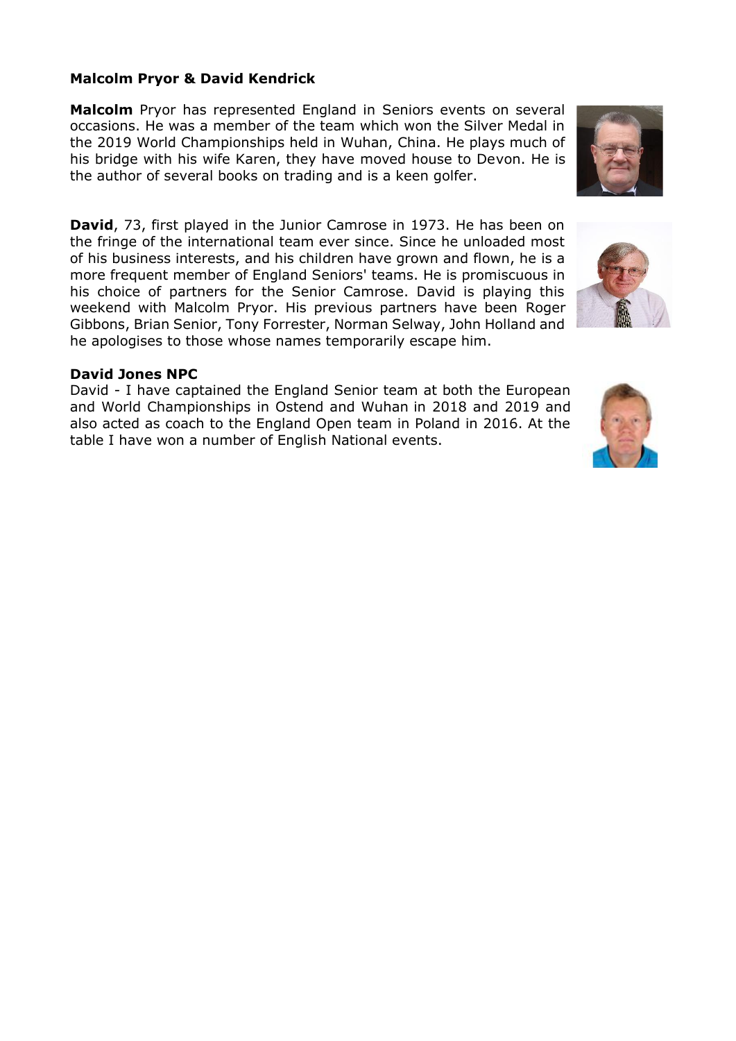### Malcolm Pryor & David Kendrick

**Malcolm** Pryor has represented England in Seniors events on several occasions. He was a member of the team which won the Silver Medal in the 2019 World Championships held in Wuhan, China. He plays much of his bridge with his wife Karen, they have moved house to Devon. He is the author of several books on trading and is a keen golfer.

**David**, 73, first played in the Junior Camrose in 1973. He has been on the fringe of the international team ever since. Since he unloaded most of his business interests, and his children have grown and flown, he is a more frequent member of England Seniors' teams. He is promiscuous in his choice of partners for the Senior Camrose. David is playing this weekend with Malcolm Pryor. His previous partners have been Roger Gibbons, Brian Senior, Tony Forrester, Norman Selway, John Holland and he apologises to those whose names temporarily escape him.

### David Jones NPC

David - I have captained the England Senior team at both the European and World Championships in Ostend and Wuhan in 2018 and 2019 and also acted as coach to the England Open team in Poland in 2016. At the table I have won a number of English National events.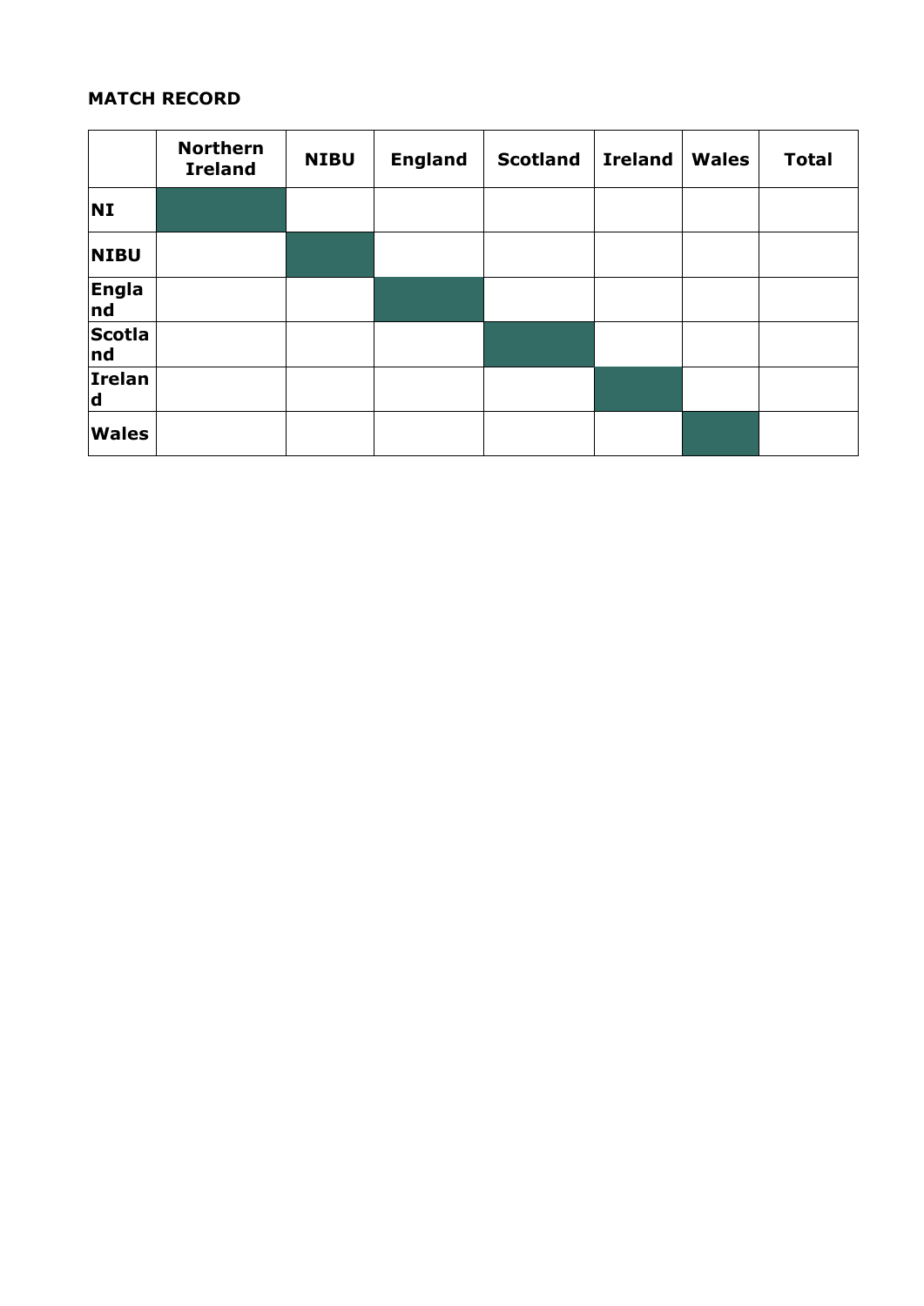**MATCH RECORD**

| | Northern Ireland | NIBU | England | Scotland | Ireland | Wales | Total |
|---|---|---|---|---|---|---|---|
| NI | | | | | | | |
| NIBU | | | | | | | |
| England | | | | | | | |
| Scotland | | | | | | | |
| Ireland | | | | | | | |
| Wales | | | | | | | |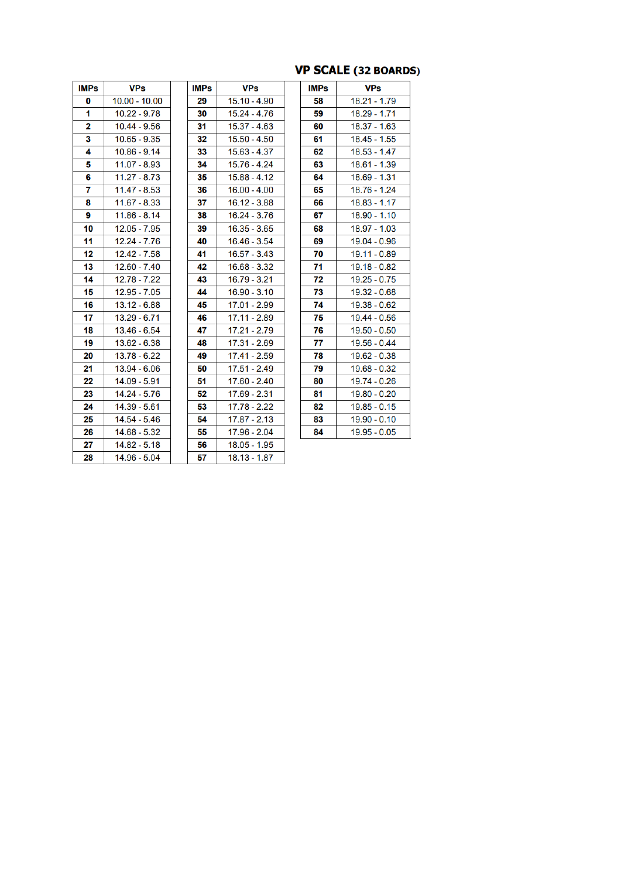## VP SCALE (32 BOARDS)

| IMPs | VPs | IMPs | VPs | IMPs | VPs |
|---|---|---|---|---|---|
| 0 | 10.00 - 10.00 | 29 | 15.10 - 4.90 | 58 | 18.21 - 1.79 |
| 1 | 10.22 - 9.78 | 30 | 15.24 - 4.76 | 59 | 18.29 - 1.71 |
| 2 | 10.44 - 9.56 | 31 | 15.37 - 4.63 | 60 | 18.37 - 1.63 |
| 3 | 10.65 - 9.35 | 32 | 15.50 - 4.50 | 61 | 18.45 - 1.55 |
| 4 | 10.86 - 9.14 | 33 | 15.63 - 4.37 | 62 | 18.53 - 1.47 |
| 5 | 11.07 - 8.93 | 34 | 15.76 - 4.24 | 63 | 18.61 - 1.39 |
| 6 | 11.27 - 8.73 | 35 | 15.88 - 4.12 | 64 | 18.69 - 1.31 |
| 7 | 11.47 - 8.53 | 36 | 16.00 - 4.00 | 65 | 18.76 - 1.24 |
| 8 | 11.67 - 8.33 | 37 | 16.12 - 3.88 | 66 | 18.83 - 1.17 |
| 9 | 11.86 - 8.14 | 38 | 16.24 - 3.76 | 67 | 18.90 - 1.10 |
| 10 | 12.05 - 7.95 | 39 | 16.35 - 3.65 | 68 | 18.97 - 1.03 |
| 11 | 12.24 - 7.76 | 40 | 16.46 - 3.54 | 69 | 19.04 - 0.96 |
| 12 | 12.42 - 7.58 | 41 | 16.57 - 3.43 | 70 | 19.11 - 0.89 |
| 13 | 12.60 - 7.40 | 42 | 16.68 - 3.32 | 71 | 19.18 - 0.82 |
| 14 | 12.78 - 7.22 | 43 | 16.79 - 3.21 | 72 | 19.25 - 0.75 |
| 15 | 12.95 - 7.05 | 44 | 16.90 - 3.10 | 73 | 19.32 - 0.68 |
| 16 | 13.12 - 6.88 | 45 | 17.01 - 2.99 | 74 | 19.38 - 0.62 |
| 17 | 13.29 - 6.71 | 46 | 17.11 - 2.89 | 75 | 19.44 - 0.56 |
| 18 | 13.46 - 6.54 | 47 | 17.21 - 2.79 | 76 | 19.50 - 0.50 |
| 19 | 13.62 - 6.38 | 48 | 17.31 - 2.69 | 77 | 19.56 - 0.44 |
| 20 | 13.78 - 6.22 | 49 | 17.41 - 2.59 | 78 | 19.62 - 0.38 |
| 21 | 13.94 - 6.06 | 50 | 17.51 - 2.49 | 79 | 19.68 - 0.32 |
| 22 | 14.09 - 5.91 | 51 | 17.60 - 2.40 | 80 | 19.74 - 0.26 |
| 23 | 14.24 - 5.76 | 52 | 17.69 - 2.31 | 81 | 19.80 - 0.20 |
| 24 | 14.39 - 5.61 | 53 | 17.78 - 2.22 | 82 | 19.85 - 0.15 |
| 25 | 14.54 - 5.46 | 54 | 17.87 - 2.13 | 83 | 19.90 - 0.10 |
| 26 | 14.68 - 5.32 | 55 | 17.96 - 2.04 | 84 | 19.95 - 0.05 |
| 27 | 14.82 - 5.18 | 56 | 18.05 - 1.95 | | |
| 28 | 14.96 - 5.04 | 57 | 18.13 - 1.87 | | |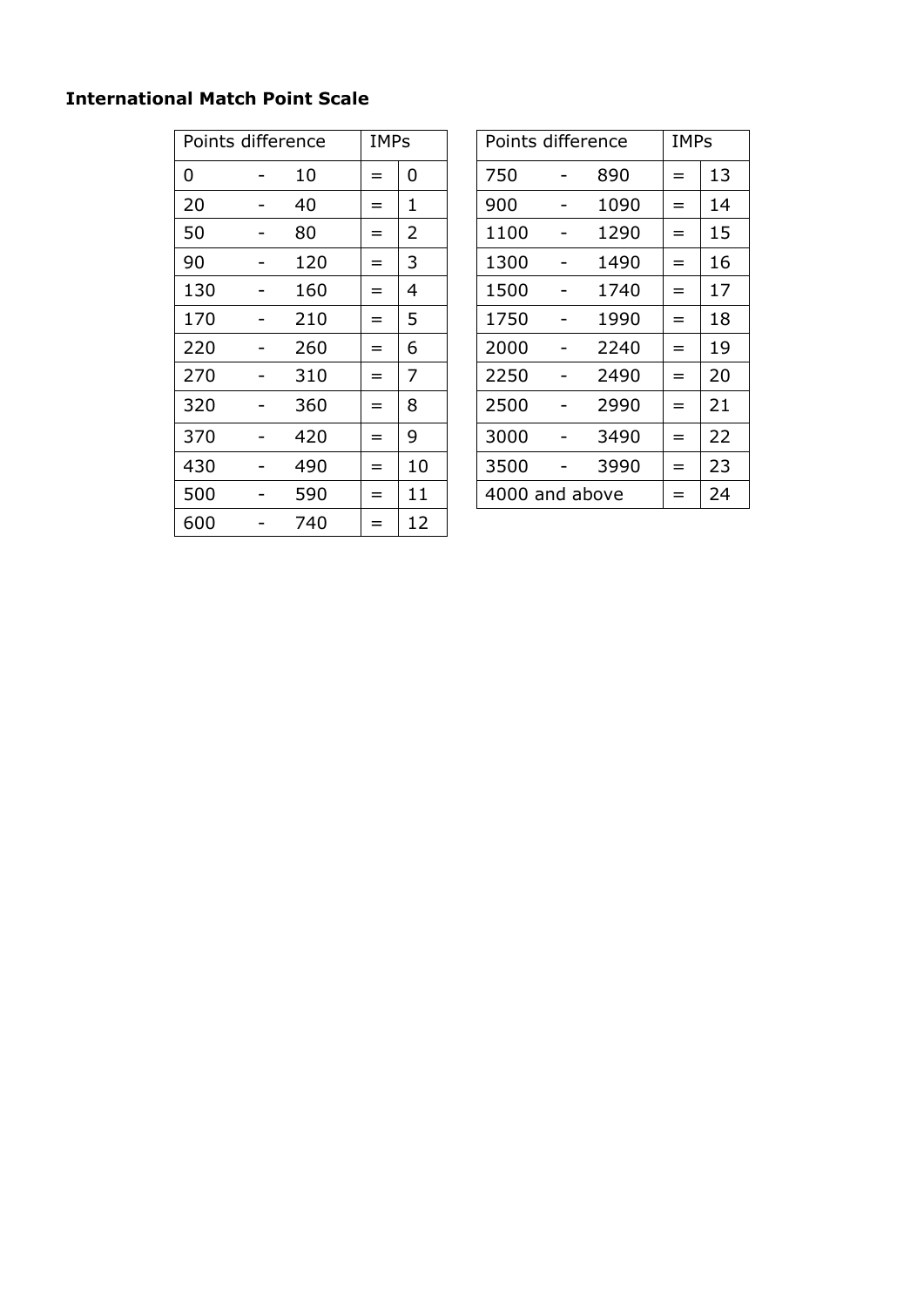**International Match Point Scale**

| Points difference | | | | IMPs |
|---|---|---|---|---|
| 0 | - | 10 | = | 0 |
| 20 | - | 40 | = | 1 |
| 50 | - | 80 | = | 2 |
| 90 | - | 120 | = | 3 |
| 130 | - | 160 | = | 4 |
| 170 | - | 210 | = | 5 |
| 220 | - | 260 | = | 6 |
| 270 | - | 310 | = | 7 |
| 320 | - | 360 | = | 8 |
| 370 | - | 420 | = | 9 |
| 430 | - | 490 | = | 10 |
| 500 | - | 590 | = | 11 |
| 600 | - | 740 | = | 12 |

| Points difference | | | | IMPs |
|---|---|---|---|---|
| 750 | - | 890 | = | 13 |
| 900 | - | 1090 | = | 14 |
| 1100 | - | 1290 | = | 15 |
| 1300 | - | 1490 | = | 16 |
| 1500 | - | 1740 | = | 17 |
| 1750 | - | 1990 | = | 18 |
| 2000 | - | 2240 | = | 19 |
| 2250 | - | 2490 | = | 20 |
| 2500 | - | 2990 | = | 21 |
| 3000 | - | 3490 | = | 22 |
| 3500 | - | 3990 | = | 23 |
| 4000 and above | | | = | 24 |